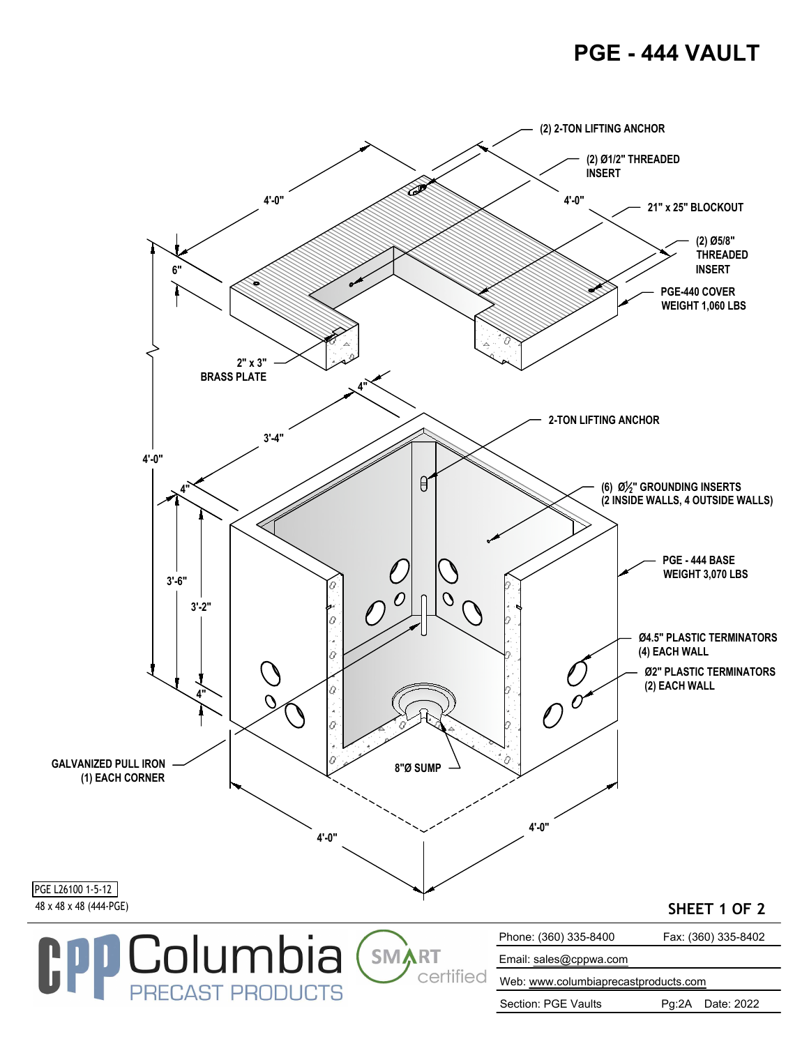# PGE - 444 VAULT

(2) 2-TON LIFTING ANCHOR

(2) Ø1/2" THREADED INSERT

4'-0"

4'-0"

21" x 25" BLOCKOUT

(2) Ø5/8" THREADED INSERT

6"

PGE-440 COVER
WEIGHT 1,060 LBS

2" x 3" BRASS PLATE

4"

3'-4"

2-TON LIFTING ANCHOR

4'-0"

4"

(6) Ø½" GROUNDING INSERTS
(2 INSIDE WALLS, 4 OUTSIDE WALLS)

3'-6"

3'-2"

PGE - 444 BASE
WEIGHT 3,070 LBS

Ø4.5" PLASTIC TERMINATORS
(4) EACH WALL

Ø2" PLASTIC TERMINATORS
(2) EACH WALL

4"

GALVANIZED PULL IRON
(1) EACH CORNER

8"Ø SUMP

4'-0"

4'-0"

PGE L26100 1-5-12
48 x 48 x 48 (444-PGE)

SHEET 1 OF 2

Columbia PRECAST PRODUCTS

SMART certified

| | |
|---|---|
| Phone: (360) 335-8400 | Fax: (360) 335-8402 |
| Email: sales@cppwa.com | |
| Web: www.columbiaprecastproducts.com | |
| Section: PGE Vaults | Pg:2A Date: 2022 |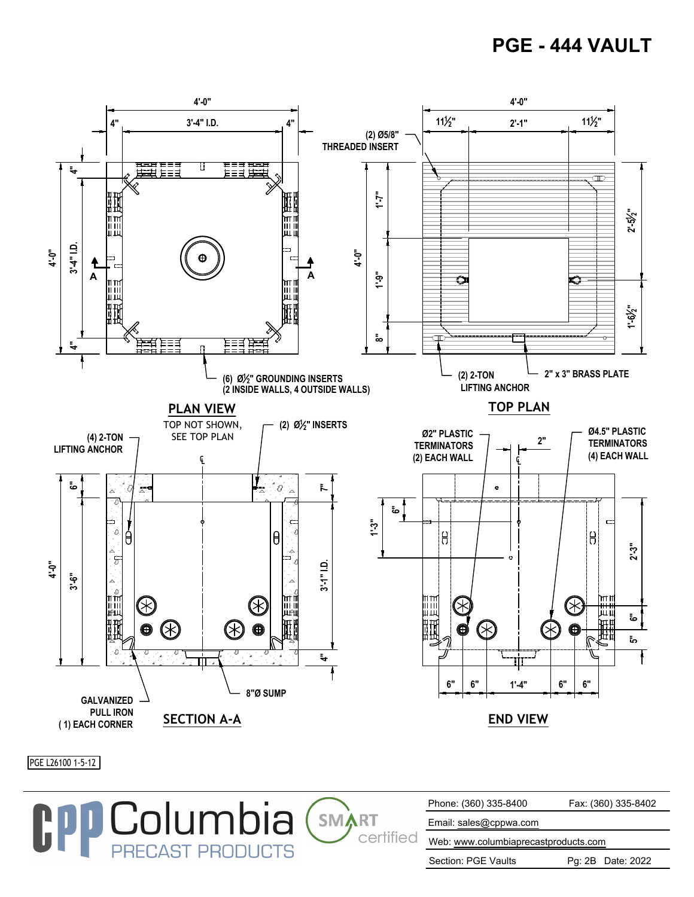# PGE - 444 VAULT

## PLAN VIEW

4'-0"

4" | 3'-4" I.D. | 4"

4'-0"

3'-4" I.D.

4"

4"

A

A

(6) Ø½" GROUNDING INSERTS
(2 INSIDE WALLS, 4 OUTSIDE WALLS)

## TOP PLAN

4'-0"

11½" | 2'-1" | 11½"

(2) Ø5/8" THREADED INSERT

4'-0"

1'-7"

1'-9"

8"

2'-5½"

1'-6½"

(2) 2-TON LIFTING ANCHOR

2" x 3" BRASS PLATE

## SECTION A-A

TOP NOT SHOWN, SEE TOP PLAN

(4) 2-TON LIFTING ANCHOR

(2) Ø½" INSERTS

4'-0"

6"

3'-6"

7"

3'-1" I.D.

4"

GALVANIZED PULL IRON (1) EACH CORNER

8"Ø SUMP

## END VIEW

Ø2" PLASTIC TERMINATORS (2) EACH WALL

Ø4.5" PLASTIC TERMINATORS (4) EACH WALL

2"

6"

1'-3"

2'-3"

6"

5"

6" | 6" | 1'-4" | 6" | 6"

PGE L26100 1-5-12

Columbia PRECAST PRODUCTS

SMART certified

| | |
|---|---|
| Phone: (360) 335-8400 | Fax: (360) 335-8402 |
| Email: sales@cppwa.com | |
| Web: www.columbiaprecastproducts.com | |
| Section: PGE Vaults | Pg: 2B Date: 2022 |